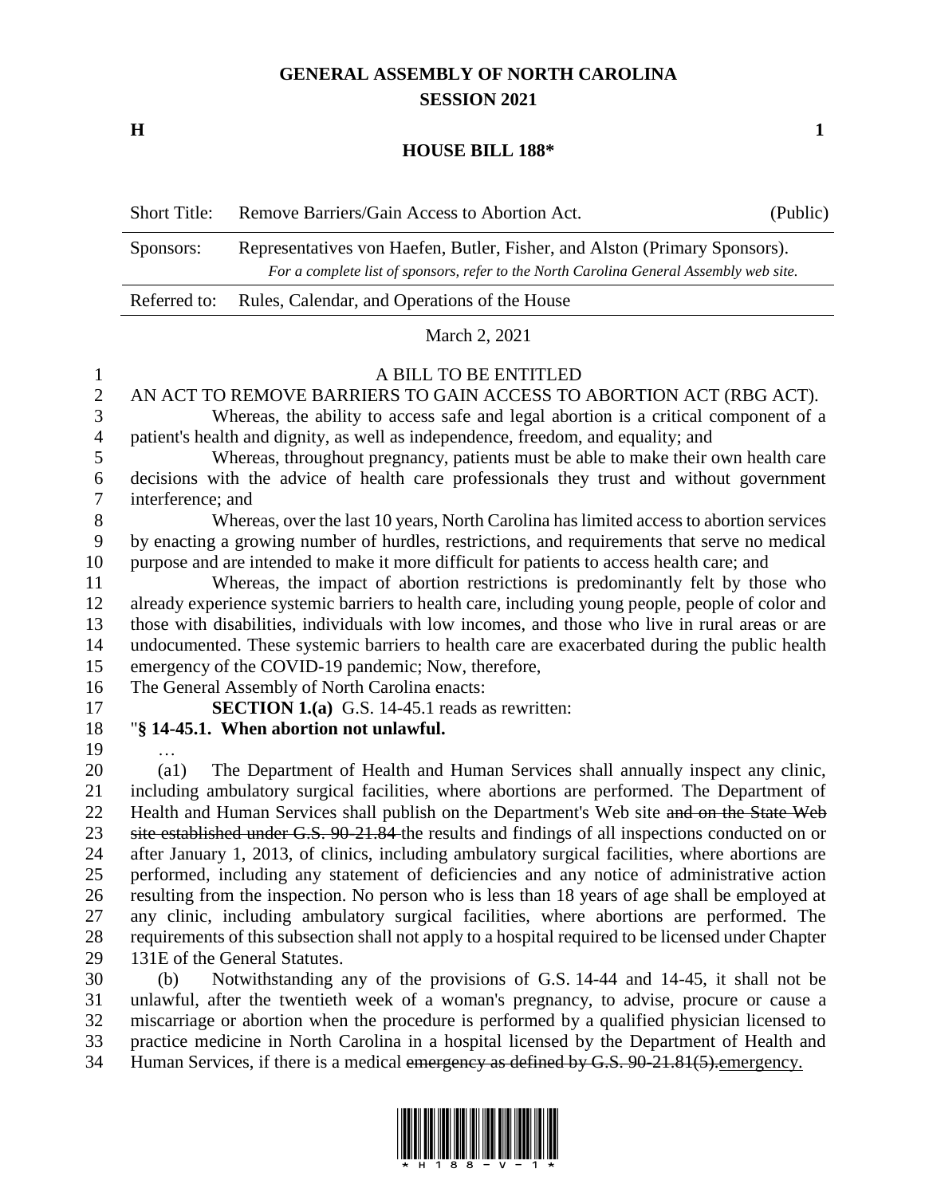# GENERAL ASSEMBLY OF NORTH CAROLINA
## SESSION 2021

**H** **1**

## HOUSE BILL 188*

| Short Title: | Remove Barriers/Gain Access to Abortion Act. | (Public) |
|---|---|---|
| Sponsors: | Representatives von Haefen, Butler, Fisher, and Alston (Primary Sponsors). *For a complete list of sponsors, refer to the North Carolina General Assembly web site.* | |
| Referred to: | Rules, Calendar, and Operations of the House | |

March 2, 2021

A BILL TO BE ENTITLED

AN ACT TO REMOVE BARRIERS TO GAIN ACCESS TO ABORTION ACT (RBG ACT).

Whereas, the ability to access safe and legal abortion is a critical component of a patient's health and dignity, as well as independence, freedom, and equality; and

Whereas, throughout pregnancy, patients must be able to make their own health care decisions with the advice of health care professionals they trust and without government interference; and

Whereas, over the last 10 years, North Carolina has limited access to abortion services by enacting a growing number of hurdles, restrictions, and requirements that serve no medical purpose and are intended to make it more difficult for patients to access health care; and

Whereas, the impact of abortion restrictions is predominantly felt by those who already experience systemic barriers to health care, including young people, people of color and those with disabilities, individuals with low incomes, and those who live in rural areas or are undocumented. These systemic barriers to health care are exacerbated during the public health emergency of the COVID-19 pandemic; Now, therefore,

The General Assembly of North Carolina enacts:

**SECTION 1.(a)** G.S. 14-45.1 reads as rewritten:

"**§ 14-45.1. When abortion not unlawful.**

…

(a1) The Department of Health and Human Services shall annually inspect any clinic, including ambulatory surgical facilities, where abortions are performed. The Department of Health and Human Services shall publish on the Department's Web site ~~and on the State Web site established under G.S. 90-21.84~~ the results and findings of all inspections conducted on or after January 1, 2013, of clinics, including ambulatory surgical facilities, where abortions are performed, including any statement of deficiencies and any notice of administrative action resulting from the inspection. No person who is less than 18 years of age shall be employed at any clinic, including ambulatory surgical facilities, where abortions are performed. The requirements of this subsection shall not apply to a hospital required to be licensed under Chapter 131E of the General Statutes.

(b) Notwithstanding any of the provisions of G.S. 14-44 and 14-45, it shall not be unlawful, after the twentieth week of a woman's pregnancy, to advise, procure or cause a miscarriage or abortion when the procedure is performed by a qualified physician licensed to practice medicine in North Carolina in a hospital licensed by the Department of Health and Human Services, if there is a medical ~~emergency as defined by G.S. 90-21.81(5).~~<u>emergency.</u>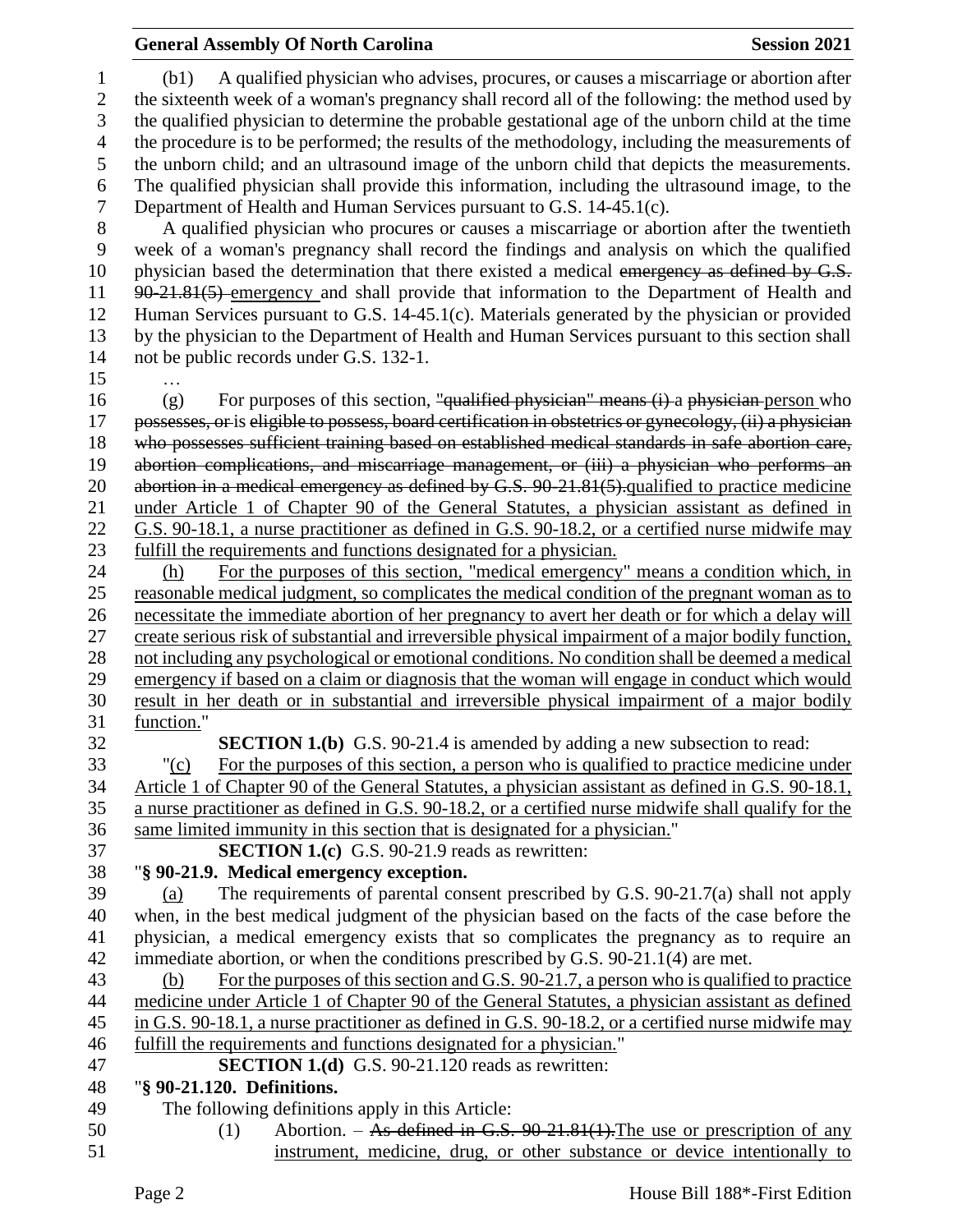(b1) A qualified physician who advises, procures, or causes a miscarriage or abortion after the sixteenth week of a woman's pregnancy shall record all of the following: the method used by the qualified physician to determine the probable gestational age of the unborn child at the time the procedure is to be performed; the results of the methodology, including the measurements of the unborn child; and an ultrasound image of the unborn child that depicts the measurements. The qualified physician shall provide this information, including the ultrasound image, to the Department of Health and Human Services pursuant to G.S. 14-45.1(c).

A qualified physician who procures or causes a miscarriage or abortion after the twentieth week of a woman's pregnancy shall record the findings and analysis on which the qualified physician based the determination that there existed a medical ~~emergency as defined by G.S. 90-21.81(5)~~ emergency and shall provide that information to the Department of Health and Human Services pursuant to G.S. 14-45.1(c). Materials generated by the physician or provided by the physician to the Department of Health and Human Services pursuant to this section shall not be public records under G.S. 132-1.

…

(g) For purposes of this section, ~~"qualified physician" means (i) a physician~~ person who ~~possesses, or~~ is ~~eligible to possess, board certification in obstetrics or gynecology, (ii) a physician who possesses sufficient training based on established medical standards in safe abortion care, abortion complications, and miscarriage management, or (iii) a physician who performs an abortion in a medical emergency as defined by G.S. 90-21.81(5).~~ qualified to practice medicine under Article 1 of Chapter 90 of the General Statutes, a physician assistant as defined in G.S. 90-18.1, a nurse practitioner as defined in G.S. 90-18.2, or a certified nurse midwife may fulfill the requirements and functions designated for a physician.

(h) For the purposes of this section, "medical emergency" means a condition which, in reasonable medical judgment, so complicates the medical condition of the pregnant woman as to necessitate the immediate abortion of her pregnancy to avert her death or for which a delay will create serious risk of substantial and irreversible physical impairment of a major bodily function, not including any psychological or emotional conditions. No condition shall be deemed a medical emergency if based on a claim or diagnosis that the woman will engage in conduct which would result in her death or in substantial and irreversible physical impairment of a major bodily function."

**SECTION 1.(b)** G.S. 90-21.4 is amended by adding a new subsection to read:

"(c) For the purposes of this section, a person who is qualified to practice medicine under Article 1 of Chapter 90 of the General Statutes, a physician assistant as defined in G.S. 90-18.1, a nurse practitioner as defined in G.S. 90-18.2, or a certified nurse midwife shall qualify for the same limited immunity in this section that is designated for a physician."

**SECTION 1.(c)** G.S. 90-21.9 reads as rewritten:

"**§ 90-21.9. Medical emergency exception.**

(a) The requirements of parental consent prescribed by G.S. 90-21.7(a) shall not apply when, in the best medical judgment of the physician based on the facts of the case before the physician, a medical emergency exists that so complicates the pregnancy as to require an immediate abortion, or when the conditions prescribed by G.S. 90-21.1(4) are met.

(b) For the purposes of this section and G.S. 90-21.7, a person who is qualified to practice medicine under Article 1 of Chapter 90 of the General Statutes, a physician assistant as defined in G.S. 90-18.1, a nurse practitioner as defined in G.S. 90-18.2, or a certified nurse midwife may fulfill the requirements and functions designated for a physician."

**SECTION 1.(d)** G.S. 90-21.120 reads as rewritten:

"**§ 90-21.120. Definitions.**

The following definitions apply in this Article:

(1) Abortion. – ~~As defined in G.S. 90-21.81(1).~~ The use or prescription of any instrument, medicine, drug, or other substance or device intentionally to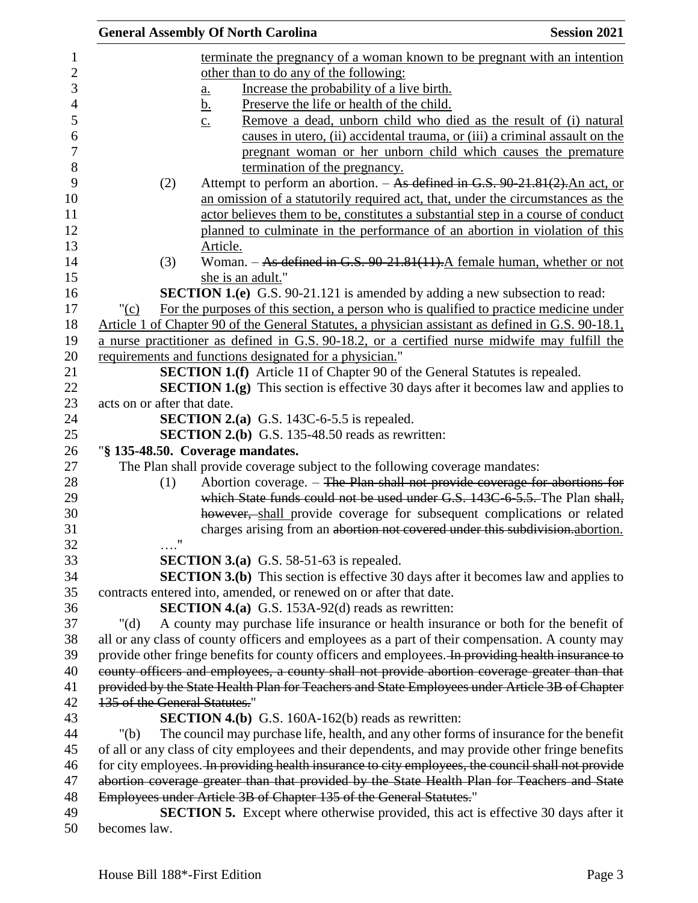terminate the pregnancy of a woman known to be pregnant with an intention other than to do any of the following:

a. Increase the probability of a live birth.

b. Preserve the life or health of the child.

c. Remove a dead, unborn child who died as the result of (i) natural causes in utero, (ii) accidental trauma, or (iii) a criminal assault on the pregnant woman or her unborn child which causes the premature termination of the pregnancy.

(2) Attempt to perform an abortion. – ~~As defined in G.S. 90-21.81(2).~~An act, or an omission of a statutorily required act, that, under the circumstances as the actor believes them to be, constitutes a substantial step in a course of conduct planned to culminate in the performance of an abortion in violation of this Article.

(3) Woman. – ~~As defined in G.S. 90-21.81(11).~~A female human, whether or not she is an adult."

**SECTION 1.(e)** G.S. 90-21.121 is amended by adding a new subsection to read:

"(c) For the purposes of this section, a person who is qualified to practice medicine under Article 1 of Chapter 90 of the General Statutes, a physician assistant as defined in G.S. 90-18.1, a nurse practitioner as defined in G.S. 90-18.2, or a certified nurse midwife may fulfill the requirements and functions designated for a physician."

**SECTION 1.(f)** Article 1I of Chapter 90 of the General Statutes is repealed.

**SECTION 1.(g)** This section is effective 30 days after it becomes law and applies to acts on or after that date.

**SECTION 2.(a)** G.S. 143C-6-5.5 is repealed.

**SECTION 2.(b)** G.S. 135-48.50 reads as rewritten:

"**§ 135-48.50. Coverage mandates.**

The Plan shall provide coverage subject to the following coverage mandates:

(1) Abortion coverage. – ~~The Plan shall not provide coverage for abortions for which State funds could not be used under G.S. 143C-6-5.5.~~ The Plan ~~shall, however,~~ shall provide coverage for subsequent complications or related charges arising from an ~~abortion not covered under this subdivision.~~abortion.

…."

**SECTION 3.(a)** G.S. 58-51-63 is repealed.

**SECTION 3.(b)** This section is effective 30 days after it becomes law and applies to contracts entered into, amended, or renewed on or after that date.

**SECTION 4.(a)** G.S. 153A-92(d) reads as rewritten:

"(d) A county may purchase life insurance or health insurance or both for the benefit of all or any class of county officers and employees as a part of their compensation. A county may provide other fringe benefits for county officers and employees. ~~In providing health insurance to county officers and employees, a county shall not provide abortion coverage greater than that provided by the State Health Plan for Teachers and State Employees under Article 3B of Chapter 135 of the General Statutes.~~"

**SECTION 4.(b)** G.S. 160A-162(b) reads as rewritten:

"(b) The council may purchase life, health, and any other forms of insurance for the benefit of all or any class of city employees and their dependents, and may provide other fringe benefits for city employees. ~~In providing health insurance to city employees, the council shall not provide abortion coverage greater than that provided by the State Health Plan for Teachers and State Employees under Article 3B of Chapter 135 of the General Statutes.~~"

**SECTION 5.** Except where otherwise provided, this act is effective 30 days after it becomes law.